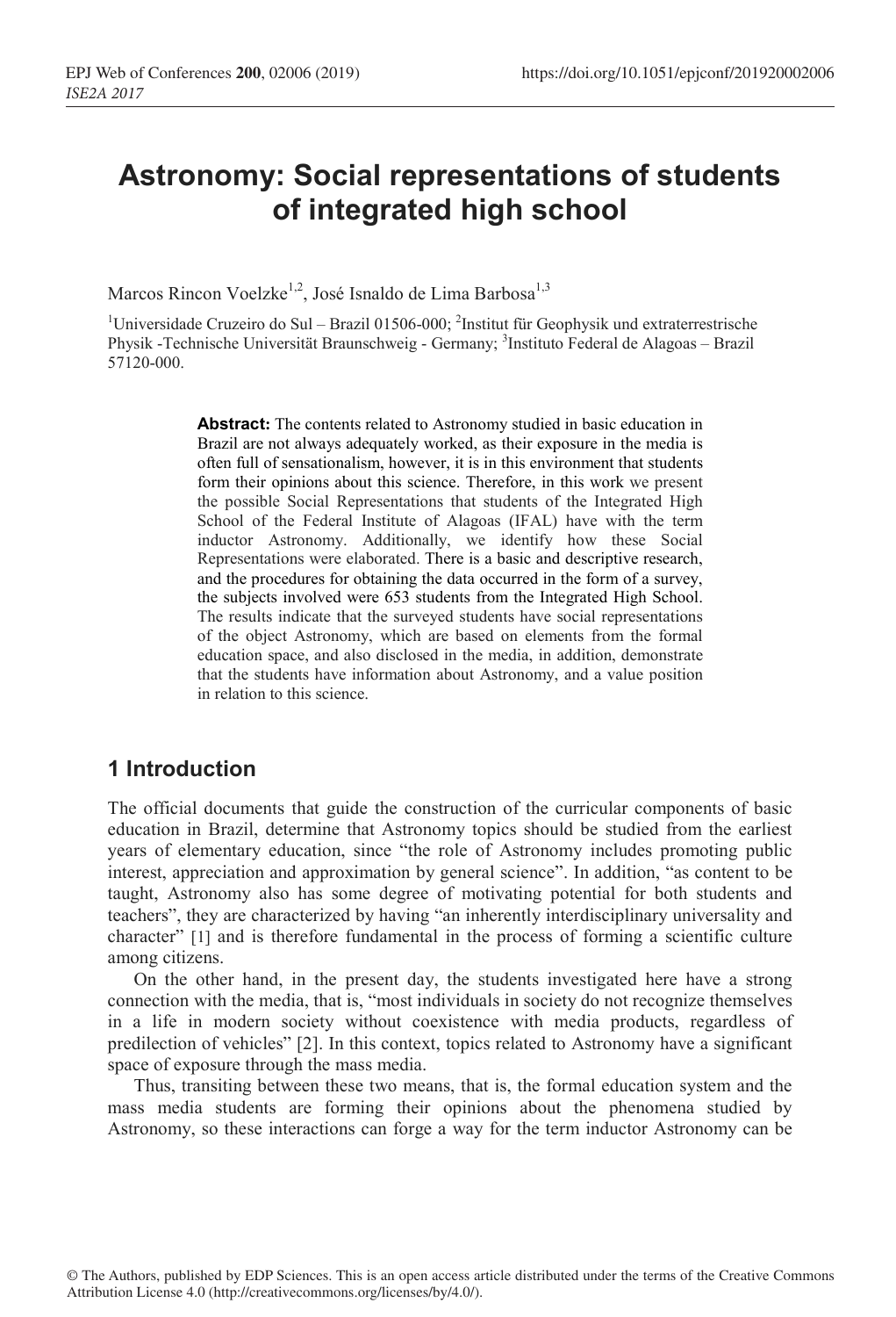# Astronomy: Social representations of students of integrated high school

Marcos Rincon Voelzke[1,2], José Isnaldo de Lima Barbosa[1,3]

[1]Universidade Cruzeiro do Sul – Brazil 01506-000; [2]Institut für Geophysik und extraterrestrische Physik -Technische Universität Braunschweig - Germany; [3]Instituto Federal de Alagoas – Brazil 57120-000.

**Abstract:** The contents related to Astronomy studied in basic education in Brazil are not always adequately worked, as their exposure in the media is often full of sensationalism, however, it is in this environment that students form their opinions about this science. Therefore, in this work we present the possible Social Representations that students of the Integrated High School of the Federal Institute of Alagoas (IFAL) have with the term inductor Astronomy. Additionally, we identify how these Social Representations were elaborated. There is a basic and descriptive research, and the procedures for obtaining the data occurred in the form of a survey, the subjects involved were 653 students from the Integrated High School. The results indicate that the surveyed students have social representations of the object Astronomy, which are based on elements from the formal education space, and also disclosed in the media, in addition, demonstrate that the students have information about Astronomy, and a value position in relation to this science.

## 1 Introduction

The official documents that guide the construction of the curricular components of basic education in Brazil, determine that Astronomy topics should be studied from the earliest years of elementary education, since "the role of Astronomy includes promoting public interest, appreciation and approximation by general science". In addition, "as content to be taught, Astronomy also has some degree of motivating potential for both students and teachers", they are characterized by having "an inherently interdisciplinary universality and character" [1] and is therefore fundamental in the process of forming a scientific culture among citizens.

On the other hand, in the present day, the students investigated here have a strong connection with the media, that is, "most individuals in society do not recognize themselves in a life in modern society without coexistence with media products, regardless of predilection of vehicles" [2]. In this context, topics related to Astronomy have a significant space of exposure through the mass media.

Thus, transiting between these two means, that is, the formal education system and the mass media students are forming their opinions about the phenomena studied by Astronomy, so these interactions can forge a way for the term inductor Astronomy can be

© The Authors, published by EDP Sciences. This is an open access article distributed under the terms of the Creative Commons Attribution License 4.0 (http://creativecommons.org/licenses/by/4.0/).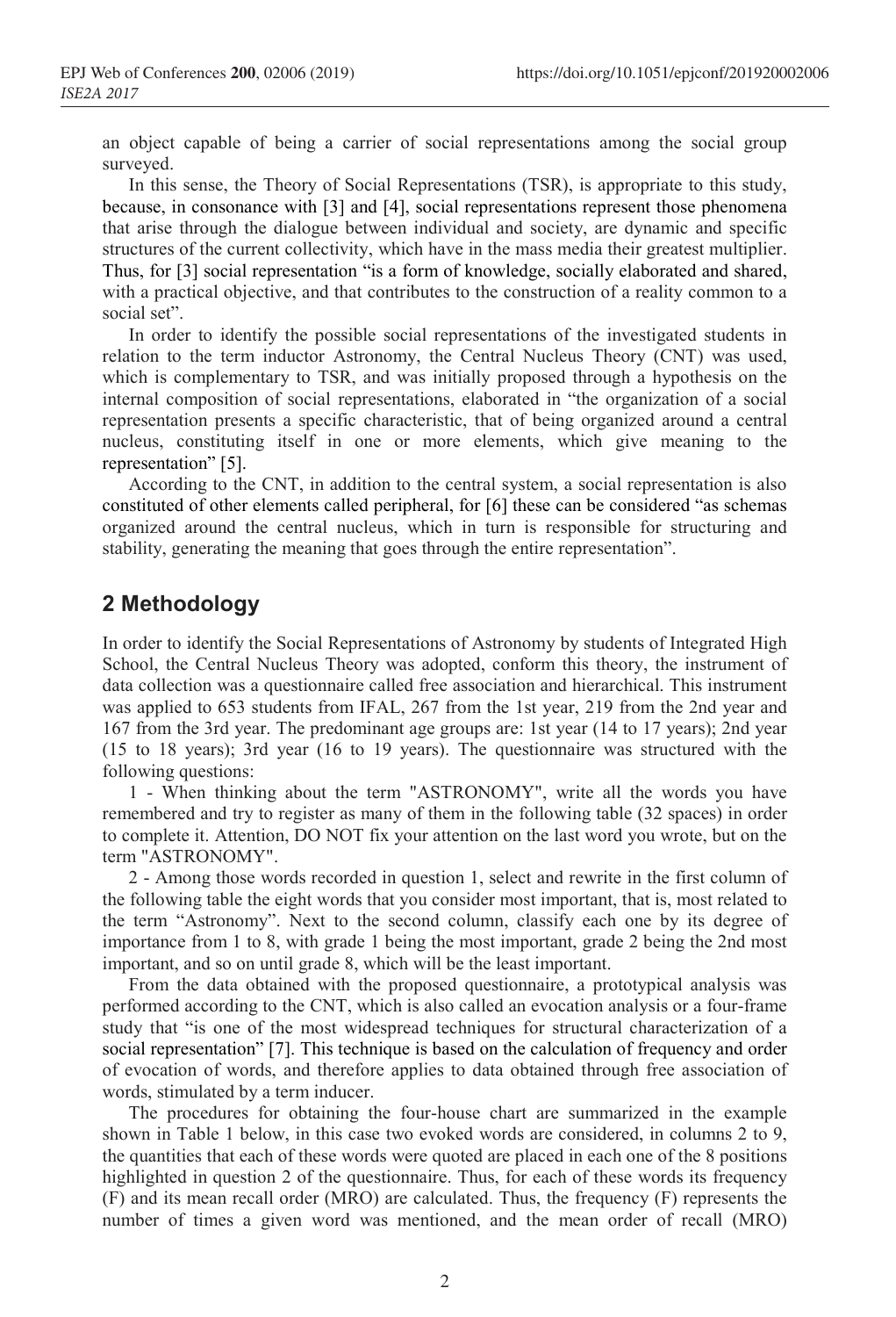an object capable of being a carrier of social representations among the social group surveyed.

In this sense, the Theory of Social Representations (TSR), is appropriate to this study, because, in consonance with [3] and [4], social representations represent those phenomena that arise through the dialogue between individual and society, are dynamic and specific structures of the current collectivity, which have in the mass media their greatest multiplier. Thus, for [3] social representation "is a form of knowledge, socially elaborated and shared, with a practical objective, and that contributes to the construction of a reality common to a social set".

In order to identify the possible social representations of the investigated students in relation to the term inductor Astronomy, the Central Nucleus Theory (CNT) was used, which is complementary to TSR, and was initially proposed through a hypothesis on the internal composition of social representations, elaborated in "the organization of a social representation presents a specific characteristic, that of being organized around a central nucleus, constituting itself in one or more elements, which give meaning to the representation" [5].

According to the CNT, in addition to the central system, a social representation is also constituted of other elements called peripheral, for [6] these can be considered "as schemas organized around the central nucleus, which in turn is responsible for structuring and stability, generating the meaning that goes through the entire representation".

## 2 Methodology

In order to identify the Social Representations of Astronomy by students of Integrated High School, the Central Nucleus Theory was adopted, conform this theory, the instrument of data collection was a questionnaire called free association and hierarchical. This instrument was applied to 653 students from IFAL, 267 from the 1st year, 219 from the 2nd year and 167 from the 3rd year. The predominant age groups are: 1st year (14 to 17 years); 2nd year (15 to 18 years); 3rd year (16 to 19 years). The questionnaire was structured with the following questions:

1 - When thinking about the term "ASTRONOMY", write all the words you have remembered and try to register as many of them in the following table (32 spaces) in order to complete it. Attention, DO NOT fix your attention on the last word you wrote, but on the term "ASTRONOMY".

2 - Among those words recorded in question 1, select and rewrite in the first column of the following table the eight words that you consider most important, that is, most related to the term "Astronomy". Next to the second column, classify each one by its degree of importance from 1 to 8, with grade 1 being the most important, grade 2 being the 2nd most important, and so on until grade 8, which will be the least important.

From the data obtained with the proposed questionnaire, a prototypical analysis was performed according to the CNT, which is also called an evocation analysis or a four-frame study that "is one of the most widespread techniques for structural characterization of a social representation" [7]. This technique is based on the calculation of frequency and order of evocation of words, and therefore applies to data obtained through free association of words, stimulated by a term inducer.

The procedures for obtaining the four-house chart are summarized in the example shown in Table 1 below, in this case two evoked words are considered, in columns 2 to 9, the quantities that each of these words were quoted are placed in each one of the 8 positions highlighted in question 2 of the questionnaire. Thus, for each of these words its frequency (F) and its mean recall order (MRO) are calculated. Thus, the frequency (F) represents the number of times a given word was mentioned, and the mean order of recall (MRO)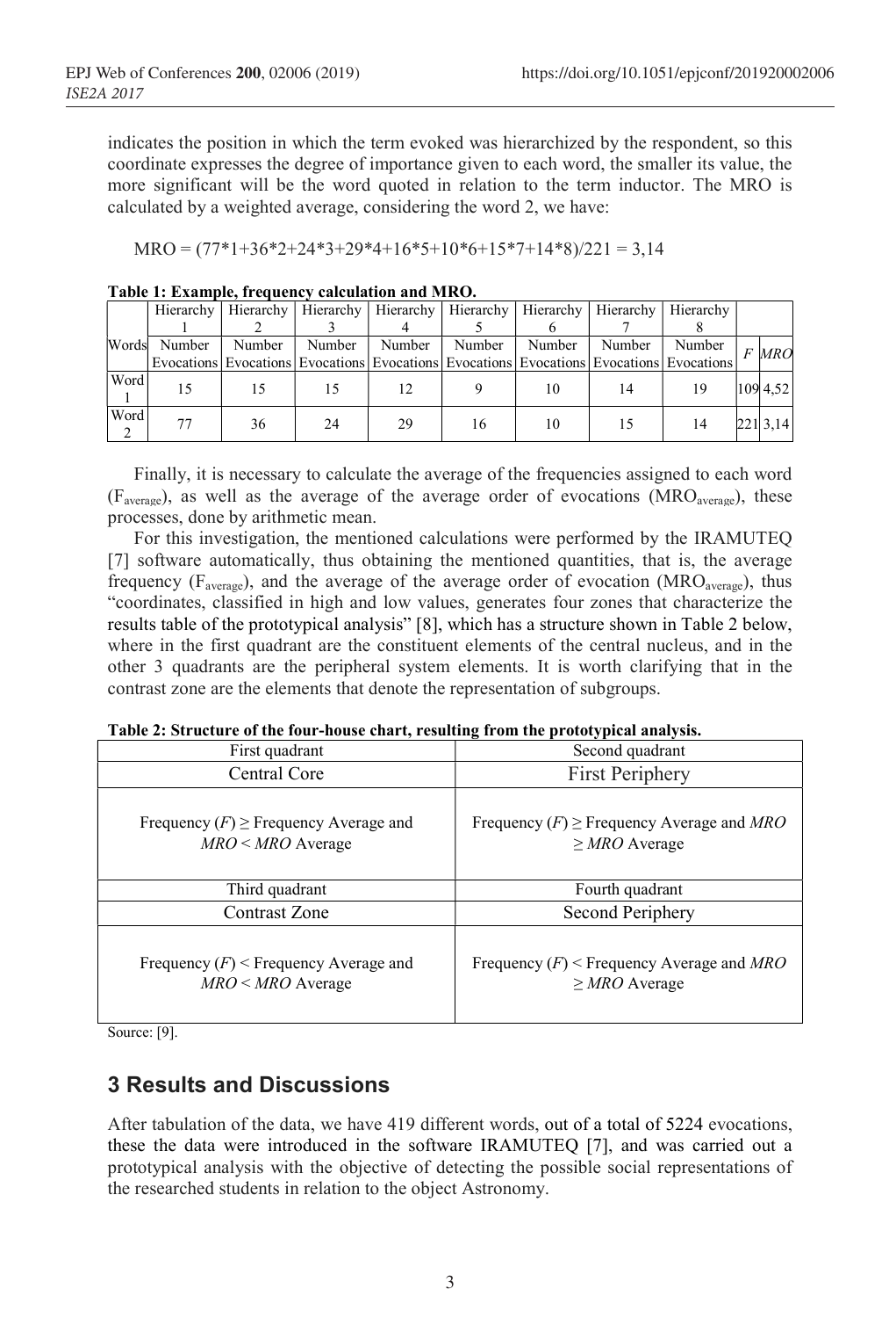indicates the position in which the term evoked was hierarchized by the respondent, so this coordinate expresses the degree of importance given to each word, the smaller its value, the more significant will be the word quoted in relation to the term inductor. The MRO is calculated by a weighted average, considering the word 2, we have:

$$MRO = (77*1+36*2+24*3+29*4+16*5+10*6+15*7+14*8)/221 = 3,14$$

**Table 1: Example, frequency calculation and MRO.**

| Words | Hierarchy 1 | Hierarchy 2 | Hierarchy 3 | Hierarchy 4 | Hierarchy 5 | Hierarchy 6 | Hierarchy 7 | Hierarchy 8 | | |
|---|---|---|---|---|---|---|---|---|---|---|
| | Number Evocations | Number Evocations | Number Evocations | Number Evocations | Number Evocations | Number Evocations | Number Evocations | Number Evocations | *F* | *MRO* |
| Word 1 | 15 | 15 | 15 | 12 | 9 | 10 | 14 | 19 | 109 | 4,52 |
| Word 2 | 77 | 36 | 24 | 29 | 16 | 10 | 15 | 14 | 221 | 3,14 |

Finally, it is necessary to calculate the average of the frequencies assigned to each word ($F_{average}$), as well as the average of the average order of evocations ($MRO_{average}$), these processes, done by arithmetic mean.

For this investigation, the mentioned calculations were performed by the IRAMUTEQ [7] software automatically, thus obtaining the mentioned quantities, that is, the average frequency ($F_{average}$), and the average of the average order of evocation ($MRO_{average}$), thus "coordinates, classified in high and low values, generates four zones that characterize the results table of the prototypical analysis" [8], which has a structure shown in Table 2 below, where in the first quadrant are the constituent elements of the central nucleus, and in the other 3 quadrants are the peripheral system elements. It is worth clarifying that in the contrast zone are the elements that denote the representation of subgroups.

**Table 2: Structure of the four-house chart, resulting from the prototypical analysis.**

| First quadrant | Second quadrant |
|---|---|
| Central Core | First Periphery |
| Frequency (*F*) ≥ Frequency Average and *MRO* < *MRO* Average | Frequency (*F*) ≥ Frequency Average and *MRO* ≥ *MRO* Average |
| Third quadrant | Fourth quadrant |
| Contrast Zone | Second Periphery |
| Frequency (*F*) < Frequency Average and *MRO* < *MRO* Average | Frequency (*F*) < Frequency Average and *MRO* ≥ *MRO* Average |

Source: [9].

## 3 Results and Discussions

After tabulation of the data, we have 419 different words, out of a total of 5224 evocations, these the data were introduced in the software IRAMUTEQ [7], and was carried out a prototypical analysis with the objective of detecting the possible social representations of the researched students in relation to the object Astronomy.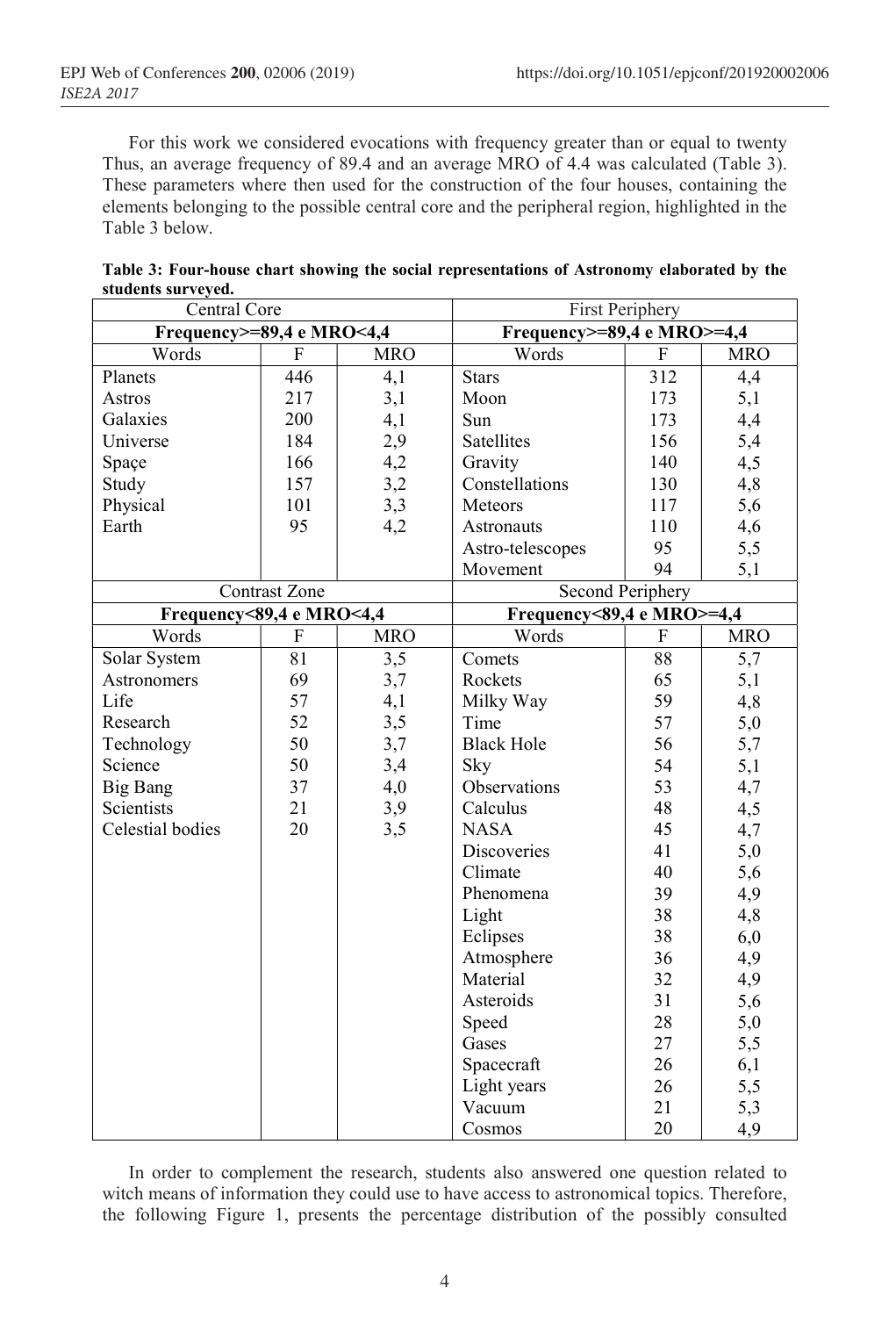For this work we considered evocations with frequency greater than or equal to twenty Thus, an average frequency of 89.4 and an average MRO of 4.4 was calculated (Table 3). These parameters where then used for the construction of the four houses, containing the elements belonging to the possible central core and the peripheral region, highlighted in the Table 3 below.

**Table 3: Four-house chart showing the social representations of Astronomy elaborated by the students surveyed.**

| Central Core | | | First Periphery | | |
|---|---|---|---|---|---|
| **Frequency>=89,4 e MRO<4,4** | | | **Frequency>=89,4 e MRO>=4,4** | | |
| Words | F | MRO | Words | F | MRO |
| Planets | 446 | 4,1 | Stars | 312 | 4,4 |
| Astros | 217 | 3,1 | Moon | 173 | 5,1 |
| Galaxies | 200 | 4,1 | Sun | 173 | 4,4 |
| Universe | 184 | 2,9 | Satellites | 156 | 5,4 |
| Spaçe | 166 | 4,2 | Gravity | 140 | 4,5 |
| Study | 157 | 3,2 | Constellations | 130 | 4,8 |
| Physical | 101 | 3,3 | Meteors | 117 | 5,6 |
| Earth | 95 | 4,2 | Astronauts | 110 | 4,6 |
| | | | Astro-telescopes | 95 | 5,5 |
| | | | Movement | 94 | 5,1 |
| Contrast Zone | | | Second Periphery | | |
| **Frequency<89,4 e MRO<4,4** | | | **Frequency<89,4 e MRO>=4,4** | | |
| Words | F | MRO | Words | F | MRO |
| Solar System | 81 | 3,5 | Comets | 88 | 5,7 |
| Astronomers | 69 | 3,7 | Rockets | 65 | 5,1 |
| Life | 57 | 4,1 | Milky Way | 59 | 4,8 |
| Research | 52 | 3,5 | Time | 57 | 5,0 |
| Technology | 50 | 3,7 | Black Hole | 56 | 5,7 |
| Science | 50 | 3,4 | Sky | 54 | 5,1 |
| Big Bang | 37 | 4,0 | Observations | 53 | 4,7 |
| Scientists | 21 | 3,9 | Calculus | 48 | 4,5 |
| Celestial bodies | 20 | 3,5 | NASA | 45 | 4,7 |
| | | | Discoveries | 41 | 5,0 |
| | | | Climate | 40 | 5,6 |
| | | | Phenomena | 39 | 4,9 |
| | | | Light | 38 | 4,8 |
| | | | Eclipses | 38 | 6,0 |
| | | | Atmosphere | 36 | 4,9 |
| | | | Material | 32 | 4,9 |
| | | | Asteroids | 31 | 5,6 |
| | | | Speed | 28 | 5,0 |
| | | | Gases | 27 | 5,5 |
| | | | Spacecraft | 26 | 6,1 |
| | | | Light years | 26 | 5,5 |
| | | | Vacuum | 21 | 5,3 |
| | | | Cosmos | 20 | 4,9 |

In order to complement the research, students also answered one question related to witch means of information they could use to have access to astronomical topics. Therefore, the following Figure 1, presents the percentage distribution of the possibly consulted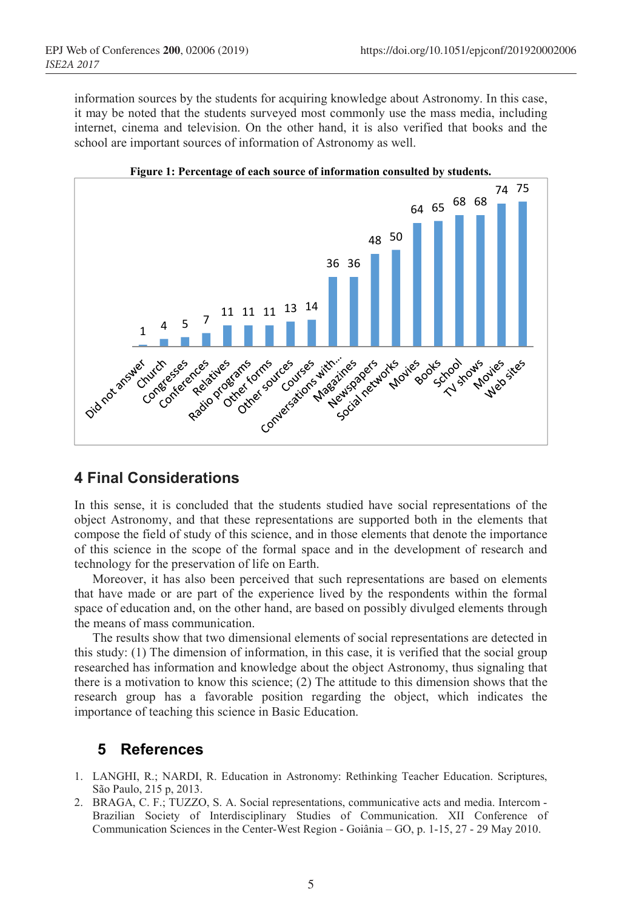information sources by the students for acquiring knowledge about Astronomy. In this case, it may be noted that the students surveyed most commonly use the mass media, including internet, cinema and television. On the other hand, it is also verified that books and the school are important sources of information of Astronomy as well.

**Figure 1: Percentage of each source of information consulted by students.**

| Source | Percentage |
| --- | --- |
| Did not answer | 1 |
| Church | 4 |
| Congresses | 5 |
| Conferences | 7 |
| Relatives | 11 |
| Radio programs | 11 |
| Other forms | 11 |
| Other sources | 13 |
| Courses | 14 |
| Conversations with... | 36 |
| Magazines | 36 |
| Newspapers | 48 |
| Social networks | 50 |
| Movies | 64 |
| Books | 65 |
| School | 68 |
| TV shows | 68 |
| Movies | 74 |
| Web sites | 75 |

## 4 Final Considerations

In this sense, it is concluded that the students studied have social representations of the object Astronomy, and that these representations are supported both in the elements that compose the field of study of this science, and in those elements that denote the importance of this science in the scope of the formal space and in the development of research and technology for the preservation of life on Earth.

Moreover, it has also been perceived that such representations are based on elements that have made or are part of the experience lived by the respondents within the formal space of education and, on the other hand, are based on possibly divulged elements through the means of mass communication.

The results show that two dimensional elements of social representations are detected in this study: (1) The dimension of information, in this case, it is verified that the social group researched has information and knowledge about the object Astronomy, thus signaling that there is a motivation to know this science; (2) The attitude to this dimension shows that the research group has a favorable position regarding the object, which indicates the importance of teaching this science in Basic Education.

## 5 References

1. LANGHI, R.; NARDI, R. Education in Astronomy: Rethinking Teacher Education. Scriptures, São Paulo, 215 p, 2013.
2. BRAGA, C. F.; TUZZO, S. A. Social representations, communicative acts and media. Intercom - Brazilian Society of Interdisciplinary Studies of Communication. XII Conference of Communication Sciences in the Center-West Region - Goiânia – GO, p. 1-15, 27 - 29 May 2010.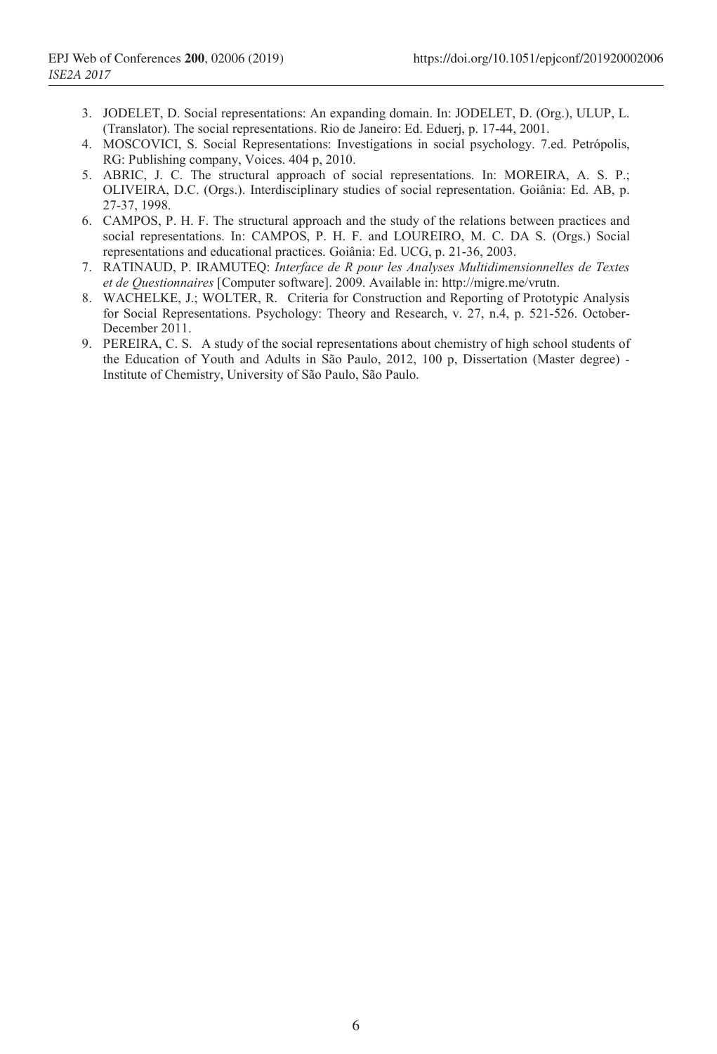3. JODELET, D. Social representations: An expanding domain. In: JODELET, D. (Org.), ULUP, L. (Translator). The social representations. Rio de Janeiro: Ed. Eduerj, p. 17-44, 2001.
4. MOSCOVICI, S. Social Representations: Investigations in social psychology. 7.ed. Petrópolis, RG: Publishing company, Voices. 404 p, 2010.
5. ABRIC, J. C. The structural approach of social representations. In: MOREIRA, A. S. P.; OLIVEIRA, D.C. (Orgs.). Interdisciplinary studies of social representation. Goiânia: Ed. AB, p. 27-37, 1998.
6. CAMPOS, P. H. F. The structural approach and the study of the relations between practices and social representations. In: CAMPOS, P. H. F. and LOUREIRO, M. C. DA S. (Orgs.) Social representations and educational practices. Goiânia: Ed. UCG, p. 21-36, 2003.
7. RATINAUD, P. IRAMUTEQ: *Interface de R pour les Analyses Multidimensionnelles de Textes et de Questionnaires* [Computer software]. 2009. Available in: http://migre.me/vrutn.
8. WACHELKE, J.; WOLTER, R. Criteria for Construction and Reporting of Prototypic Analysis for Social Representations. Psychology: Theory and Research, v. 27, n.4, p. 521-526. October-December 2011.
9. PEREIRA, C. S. A study of the social representations about chemistry of high school students of the Education of Youth and Adults in São Paulo, 2012, 100 p, Dissertation (Master degree) - Institute of Chemistry, University of São Paulo, São Paulo.